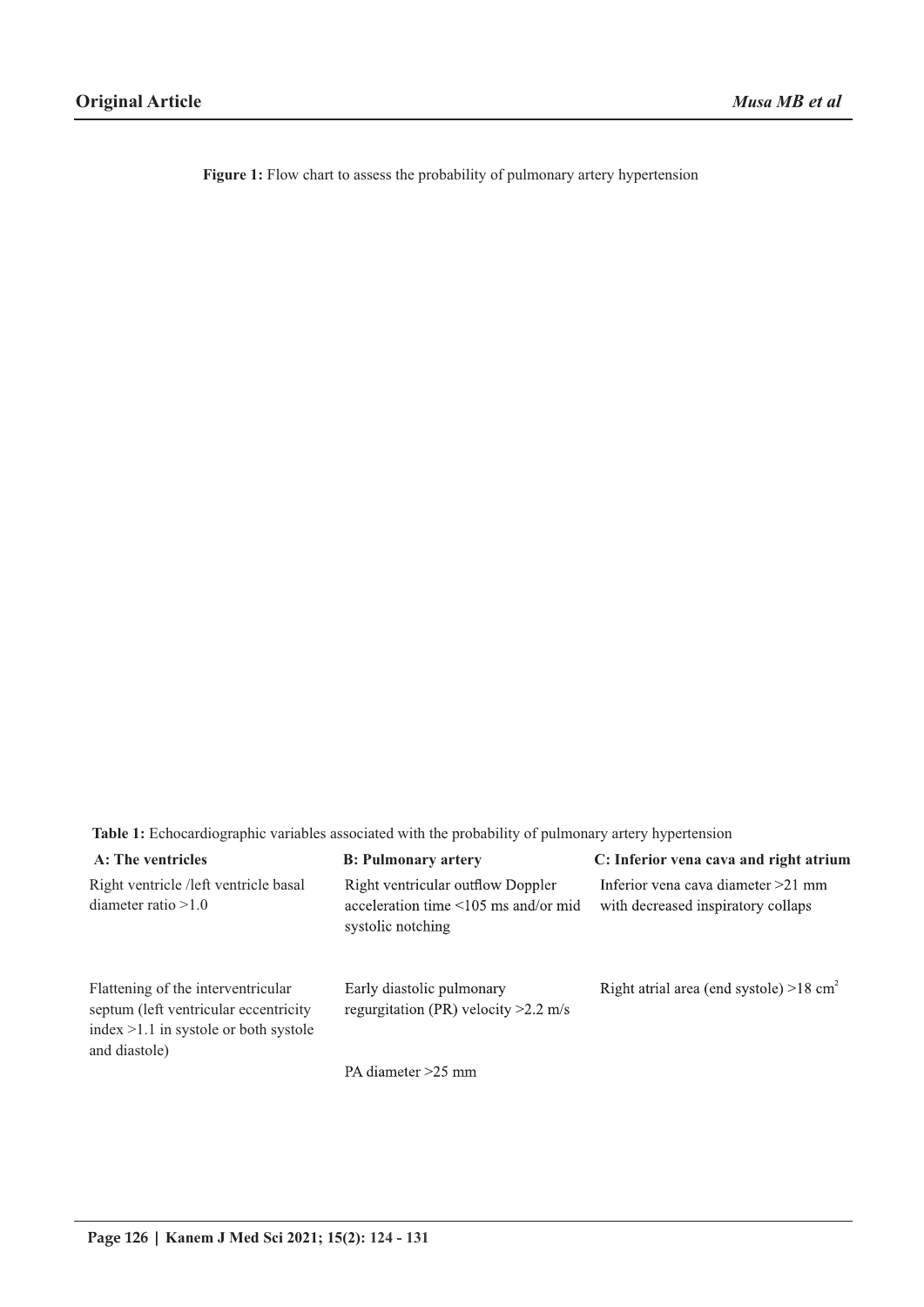**Figure 1:** Flow chart to assess the probability of pulmonary artery hypertension

**Table 1:** Echocardiographic variables associated with the probability of pulmonary artery hypertension

| A: The ventricles | B: Pulmonary artery | C: Inferior vena cava and right atrium |
|---|---|---|
| Right ventricle /left ventricle basal diameter ratio >1.0 | Right ventricular outflow Doppler acceleration time <105 ms and/or mid systolic notching | Inferior vena cava diameter >21 mm with decreased inspiratory collaps |
| Flattening of the interventricular septum (left ventricular eccentricity index >1.1 in systole or both systole and diastole) | Early diastolic pulmonary regurgitation (PR) velocity >2.2 m/s | Right atrial area (end systole) >18 $cm^2$ |
| | PA diameter >25 mm | |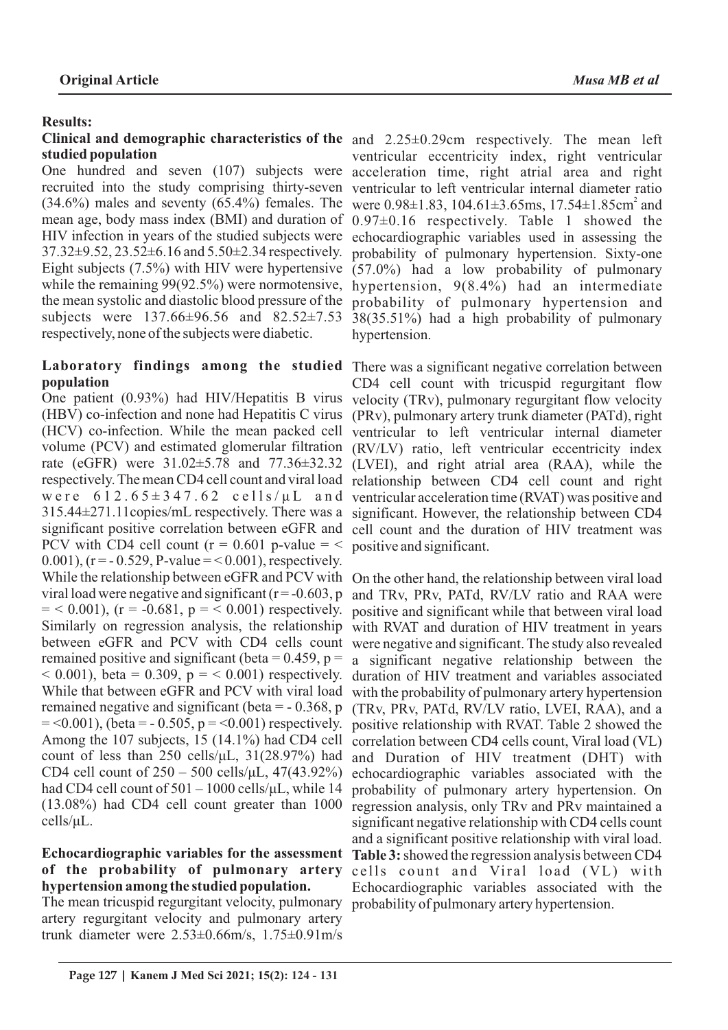## Results:

### Clinical and demographic characteristics of the studied population

One hundred and seven (107) subjects were recruited into the study comprising thirty-seven (34.6%) males and seventy (65.4%) females. The mean age, body mass index (BMI) and duration of HIV infection in years of the studied subjects were 37.32±9.52, 23.52±6.16 and 5.50±2.34 respectively. Eight subjects (7.5%) with HIV were hypertensive while the remaining 99(92.5%) were normotensive, the mean systolic and diastolic blood pressure of the subjects were 137.66±96.56 and 82.52±7.53 respectively, none of the subjects were diabetic.

### Laboratory findings among the studied population

One patient (0.93%) had HIV/Hepatitis B virus (HBV) co-infection and none had Hepatitis C virus (HCV) co-infection. While the mean packed cell volume (PCV) and estimated glomerular filtration rate (eGFR) were 31.02±5.78 and 77.36±32.32 respectively. The mean CD4 cell count and viral load were 612.65±347.62 cells/µL and 315.44±271.11copies/mL respectively. There was a significant positive correlation between eGFR and PCV with CD4 cell count ($r = 0.601$ p-value = < 0.001), ($r = -0.529$, P-value = < 0.001), respectively. While the relationship between eGFR and PCV with viral load were negative and significant ($r = -0.603$, p = < 0.001), ($r = -0.681$, p = < 0.001) respectively. Similarly on regression analysis, the relationship between eGFR and PCV with CD4 cells count remained positive and significant (beta = 0.459, p = < 0.001), beta = 0.309, p = < 0.001) respectively. While that between eGFR and PCV with viral load remained negative and significant (beta = - 0.368, p = <0.001), (beta = - 0.505, p = <0.001) respectively. Among the 107 subjects, 15 (14.1%) had CD4 cell count of less than 250 cells/µL, 31(28.97%) had CD4 cell count of 250 – 500 cells/µL, 47(43.92%) had CD4 cell count of 501 – 1000 cells/µL, while 14 (13.08%) had CD4 cell count greater than 1000 cells/µL.

### Echocardiographic variables for the assessment of the probability of pulmonary artery hypertension among the studied population.

The mean tricuspid regurgitant velocity, pulmonary artery regurgitant velocity and pulmonary artery trunk diameter were 2.53±0.66m/s, 1.75±0.91m/s and 2.25±0.29cm respectively. The mean left ventricular eccentricity index, right ventricular acceleration time, right atrial area and right ventricular to left ventricular internal diameter ratio were 0.98±1.83, 104.61±3.65ms, 17.54±1.85cm$^2$ and 0.97±0.16 respectively. Table 1 showed the echocardiographic variables used in assessing the probability of pulmonary hypertension. Sixty-one (57.0%) had a low probability of pulmonary hypertension, 9(8.4%) had an intermediate probability of pulmonary hypertension and 38(35.51%) had a high probability of pulmonary hypertension.

There was a significant negative correlation between CD4 cell count with tricuspid regurgitant flow velocity (TRv), pulmonary regurgitant flow velocity (PRv), pulmonary artery trunk diameter (PATd), right ventricular to left ventricular internal diameter (RV/LV) ratio, left ventricular eccentricity index (LVEI), and right atrial area (RAA), while the relationship between CD4 cell count and right ventricular acceleration time (RVAT) was positive and significant. However, the relationship between CD4 cell count and the duration of HIV treatment was positive and significant.

On the other hand, the relationship between viral load and TRv, PRv, PATd, RV/LV ratio and RAA were positive and significant while that between viral load with RVAT and duration of HIV treatment in years were negative and significant. The study also revealed a significant negative relationship between the duration of HIV treatment and variables associated with the probability of pulmonary artery hypertension (TRv, PRv, PATd, RV/LV ratio, LVEI, RAA), and a positive relationship with RVAT. Table 2 showed the correlation between CD4 cells count, Viral load (VL) and Duration of HIV treatment (DHT) with echocardiographic variables associated with the probability of pulmonary artery hypertension. On regression analysis, only TRv and PRv maintained a significant negative relationship with CD4 cells count and a significant positive relationship with viral load. **Table 3:** showed the regression analysis between CD4 cells count and Viral load (VL) with Echocardiographic variables associated with the probability of pulmonary artery hypertension.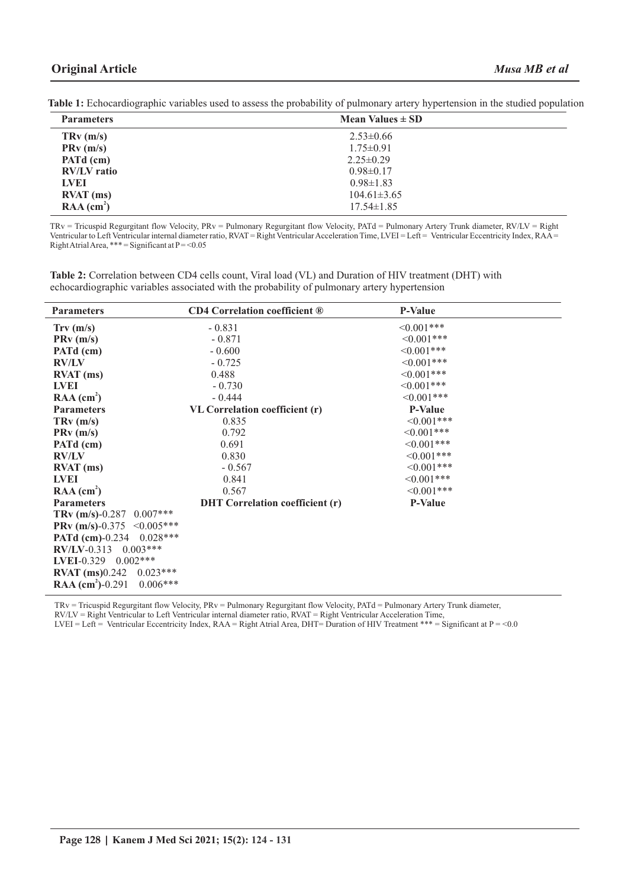**Table 1:** Echocardiographic variables used to assess the probability of pulmonary artery hypertension in the studied population

| Parameters | Mean Values ± SD |
|---|---|
| **TRv (m/s)** | 2.53±0.66 |
| **PRv (m/s)** | 1.75±0.91 |
| **PATd (cm)** | 2.25±0.29 |
| **RV/LV ratio** | 0.98±0.17 |
| **LVEI** | 0.98±1.83 |
| **RVAT (ms)** | 104.61±3.65 |
| **RAA ($cm^2$)** | 17.54±1.85 |

TRv = Tricuspid Regurgitant flow Velocity, PRv = Pulmonary Regurgitant flow Velocity, PATd = Pulmonary Artery Trunk diameter, RV/LV = Right Ventricular to Left Ventricular internal diameter ratio, RVAT = Right Ventricular Acceleration Time, LVEI = Left = Ventricular Eccentricity Index, RAA = Right Atrial Area, *** = Significant at P = <0.05

**Table 2:** Correlation between CD4 cells count, Viral load (VL) and Duration of HIV treatment (DHT) with echocardiographic variables associated with the probability of pulmonary artery hypertension

| Parameters | CD4 Correlation coefficient ® | P-Value |
|---|---|---|
| **Trv (m/s)** | - 0.831 | <0.001*** |
| **PRv (m/s)** | - 0.871 | <0.001*** |
| **PATd (cm)** | - 0.600 | <0.001*** |
| **RV/LV** | - 0.725 | <0.001*** |
| **RVAT (ms)** | 0.488 | <0.001*** |
| **LVEI** | - 0.730 | <0.001*** |
| **RAA ($cm^2$)** | - 0.444 | <0.001*** |
| **Parameters** | **VL Correlation coefficient (r)** | **P-Value** |
| **TRv (m/s)** | 0.835 | <0.001*** |
| **PRv (m/s)** | 0.792 | <0.001*** |
| **PATd (cm)** | 0.691 | <0.001*** |
| **RV/LV** | 0.830 | <0.001*** |
| **RVAT (ms)** | - 0.567 | <0.001*** |
| **LVEI** | 0.841 | <0.001*** |
| **RAA ($cm^2$)** | 0.567 | <0.001*** |
| **Parameters** | **DHT Correlation coefficient (r)** | **P-Value** |
| **TRv (m/s)**-0.287 0.007*** | | |
| **PRv (m/s)**-0.375 <0.005*** | | |
| **PATd (cm)**-0.234 0.028*** | | |
| **RV/LV**-0.313 0.003*** | | |
| **LVEI**-0.329 0.002*** | | |
| **RVAT (ms)**0.242 0.023*** | | |
| **RAA ($cm^2$)**-0.291 0.006*** | | |

TRv = Tricuspid Regurgitant flow Velocity, PRv = Pulmonary Regurgitant flow Velocity, PATd = Pulmonary Artery Trunk diameter, RV/LV = Right Ventricular to Left Ventricular internal diameter ratio, RVAT = Right Ventricular Acceleration Time, LVEI = Left = Ventricular Eccentricity Index, RAA = Right Atrial Area, DHT= Duration of HIV Treatment *** = Significant at P = <0.0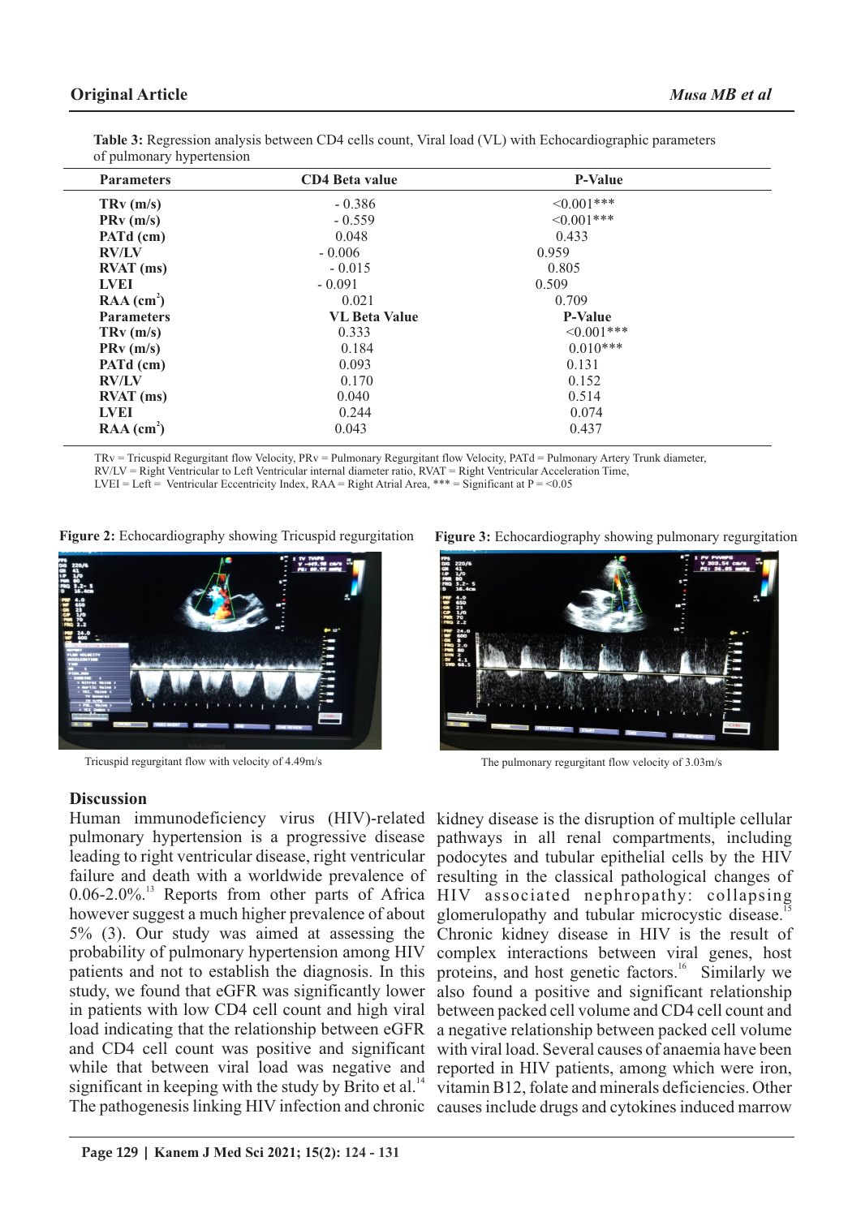**Table 3:** Regression analysis between CD4 cells count, Viral load (VL) with Echocardiographic parameters of pulmonary hypertension

| Parameters | CD4 Beta value | P-Value |
|---|---|---|
| **TRv (m/s)** | - 0.386 | <0.001*** |
| **PRv (m/s)** | - 0.559 | <0.001*** |
| **PATd (cm)** | 0.048 | 0.433 |
| **RV/LV** | - 0.006 | 0.959 |
| **RVAT (ms)** | - 0.015 | 0.805 |
| **LVEI** | - 0.091 | 0.509 |
| **RAA ($cm^2$)** | 0.021 | 0.709 |
| **Parameters** | **VL Beta Value** | **P-Value** |
| **TRv (m/s)** | 0.333 | <0.001*** |
| **PRv (m/s)** | 0.184 | 0.010*** |
| **PATd (cm)** | 0.093 | 0.131 |
| **RV/LV** | 0.170 | 0.152 |
| **RVAT (ms)** | 0.040 | 0.514 |
| **LVEI** | 0.244 | 0.074 |
| **RAA ($cm^2$)** | 0.043 | 0.437 |

TRv = Tricuspid Regurgitant flow Velocity, PRv = Pulmonary Regurgitant flow Velocity, PATd = Pulmonary Artery Trunk diameter, RV/LV = Right Ventricular to Left Ventricular internal diameter ratio, RVAT = Right Ventricular Acceleration Time, LVEI = Left = Ventricular Eccentricity Index, RAA = Right Atrial Area, *** = Significant at P = <0.05

**Figure 2:** Echocardiography showing Tricuspid regurgitation

Tricuspid regurgitant flow with velocity of 4.49m/s

**Figure 3:** Echocardiography showing pulmonary regurgitation

The pulmonary regurgitant flow velocity of 3.03m/s

## Discussion

Human immunodeficiency virus (HIV)-related pulmonary hypertension is a progressive disease leading to right ventricular disease, right ventricular failure and death with a worldwide prevalence of 0.06-2.0%.[13] Reports from other parts of Africa however suggest a much higher prevalence of about 5% (3). Our study was aimed at assessing the probability of pulmonary hypertension among HIV patients and not to establish the diagnosis. In this study, we found that eGFR was significantly lower in patients with low CD4 cell count and high viral load indicating that the relationship between eGFR and CD4 cell count was positive and significant while that between viral load was negative and significant in keeping with the study by Brito et al.[14] The pathogenesis linking HIV infection and chronic kidney disease is the disruption of multiple cellular pathways in all renal compartments, including podocytes and tubular epithelial cells by the HIV resulting in the classical pathological changes of HIV associated nephropathy: collapsing glomerulopathy and tubular microcystic disease.[15] Chronic kidney disease in HIV is the result of complex interactions between viral genes, host proteins, and host genetic factors.[16] Similarly we also found a positive and significant relationship between packed cell volume and CD4 cell count and a negative relationship between packed cell volume with viral load. Several causes of anaemia have been reported in HIV patients, among which were iron, vitamin B12, folate and minerals deficiencies. Other causes include drugs and cytokines induced marrow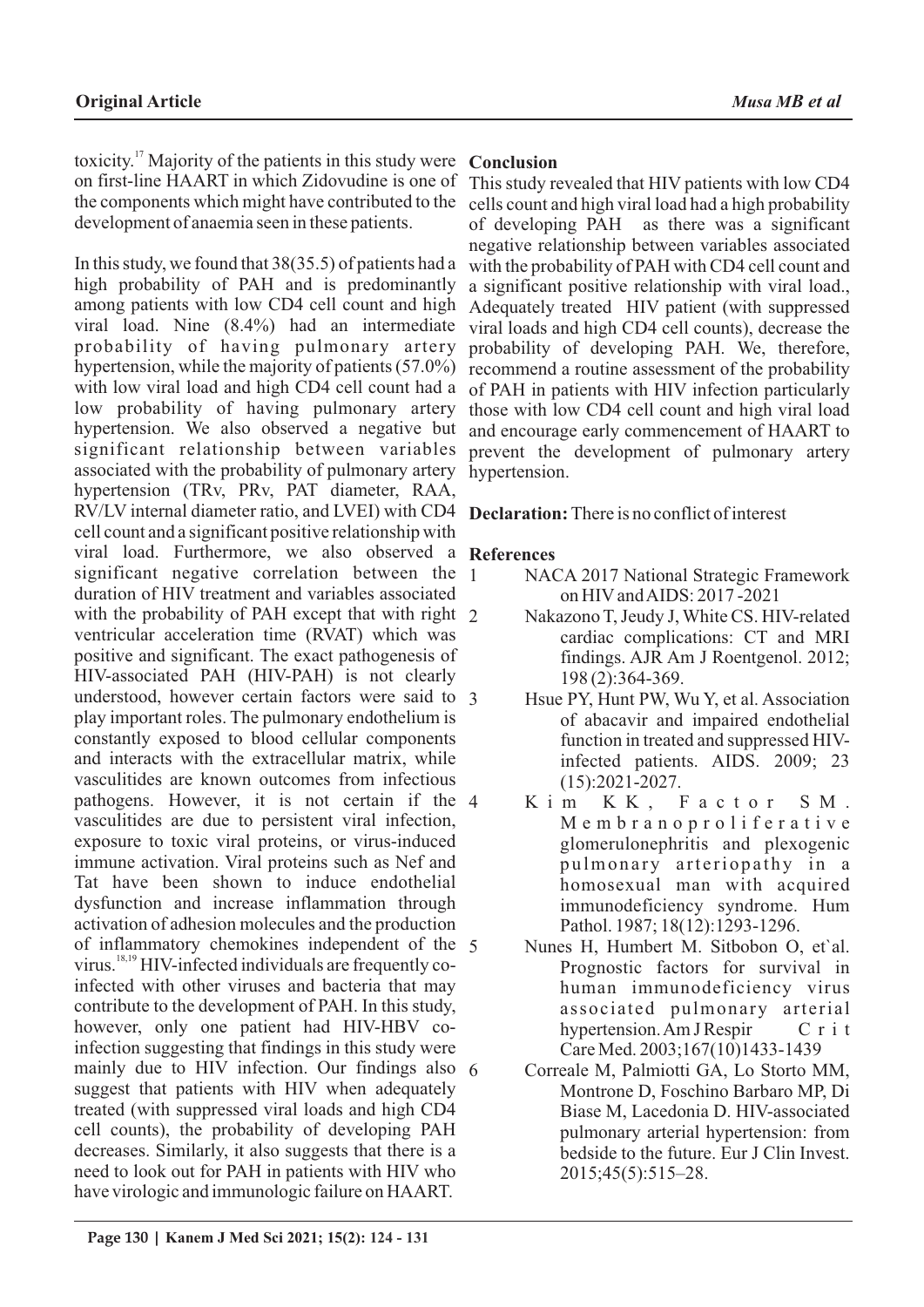toxicity.[17] Majority of the patients in this study were on first-line HAART in which Zidovudine is one of the components which might have contributed to the development of anaemia seen in these patients.

In this study, we found that 38(35.5) of patients had a high probability of PAH and is predominantly among patients with low CD4 cell count and high viral load. Nine (8.4%) had an intermediate probability of having pulmonary artery hypertension, while the majority of patients (57.0%) with low viral load and high CD4 cell count had a low probability of having pulmonary artery hypertension. We also observed a negative but significant relationship between variables associated with the probability of pulmonary artery hypertension (TRv, PRv, PAT diameter, RAA, RV/LV internal diameter ratio, and LVEI) with CD4 cell count and a significant positive relationship with viral load. Furthermore, we also observed a significant negative correlation between the duration of HIV treatment and variables associated with the probability of PAH except that with right ventricular acceleration time (RVAT) which was positive and significant. The exact pathogenesis of HIV-associated PAH (HIV-PAH) is not clearly understood, however certain factors were said to play important roles. The pulmonary endothelium is constantly exposed to blood cellular components and interacts with the extracellular matrix, while vasculitides are known outcomes from infectious pathogens. However, it is not certain if the vasculitides are due to persistent viral infection, exposure to toxic viral proteins, or virus-induced immune activation. Viral proteins such as Nef and Tat have been shown to induce endothelial dysfunction and increase inflammation through activation of adhesion molecules and the production of inflammatory chemokines independent of the virus.[18,19] HIV-infected individuals are frequently co-infected with other viruses and bacteria that may contribute to the development of PAH. In this study, however, only one patient had HIV-HBV co-infection suggesting that findings in this study were mainly due to HIV infection. Our findings also suggest that patients with HIV when adequately treated (with suppressed viral loads and high CD4 cell counts), the probability of developing PAH decreases. Similarly, it also suggests that there is a need to look out for PAH in patients with HIV who have virologic and immunologic failure on HAART.

## Conclusion

This study revealed that HIV patients with low CD4 cells count and high viral load had a high probability of developing PAH as there was a significant negative relationship between variables associated with the probability of PAH with CD4 cell count and a significant positive relationship with viral load., Adequately treated HIV patient (with suppressed viral loads and high CD4 cell counts), decrease the probability of developing PAH. We, therefore, recommend a routine assessment of the probability of PAH in patients with HIV infection particularly those with low CD4 cell count and high viral load and encourage early commencement of HAART to prevent the development of pulmonary artery hypertension.

**Declaration:** There is no conflict of interest

## References

1. NACA 2017 National Strategic Framework on HIV and AIDS: 2017 -2021
2. Nakazono T, Jeudy J, White CS. HIV-related cardiac complications: CT and MRI findings. AJR Am J Roentgenol. 2012; 198 (2):364-369.
3. Hsue PY, Hunt PW, Wu Y, et al. Association of abacavir and impaired endothelial function in treated and suppressed HIV-infected patients. AIDS. 2009; 23 (15):2021-2027.
4. Kim KK, Factor SM. Membranoproliferative glomerulonephritis and plexogenic pulmonary arteriopathy in a homosexual man with acquired immunodeficiency syndrome. Hum Pathol. 1987; 18(12):1293-1296.
5. Nunes H, Humbert M. Sitbobon O, et`al. Prognostic factors for survival in human immunodeficiency virus associated pulmonary arterial hypertension. Am J Respir Crit Care Med. 2003;167(10)1433-1439
6. Correale M, Palmiotti GA, Lo Storto MM, Montrone D, Foschino Barbaro MP, Di Biase M, Lacedonia D. HIV-associated pulmonary arterial hypertension: from bedside to the future. Eur J Clin Invest. 2015;45(5):515–28.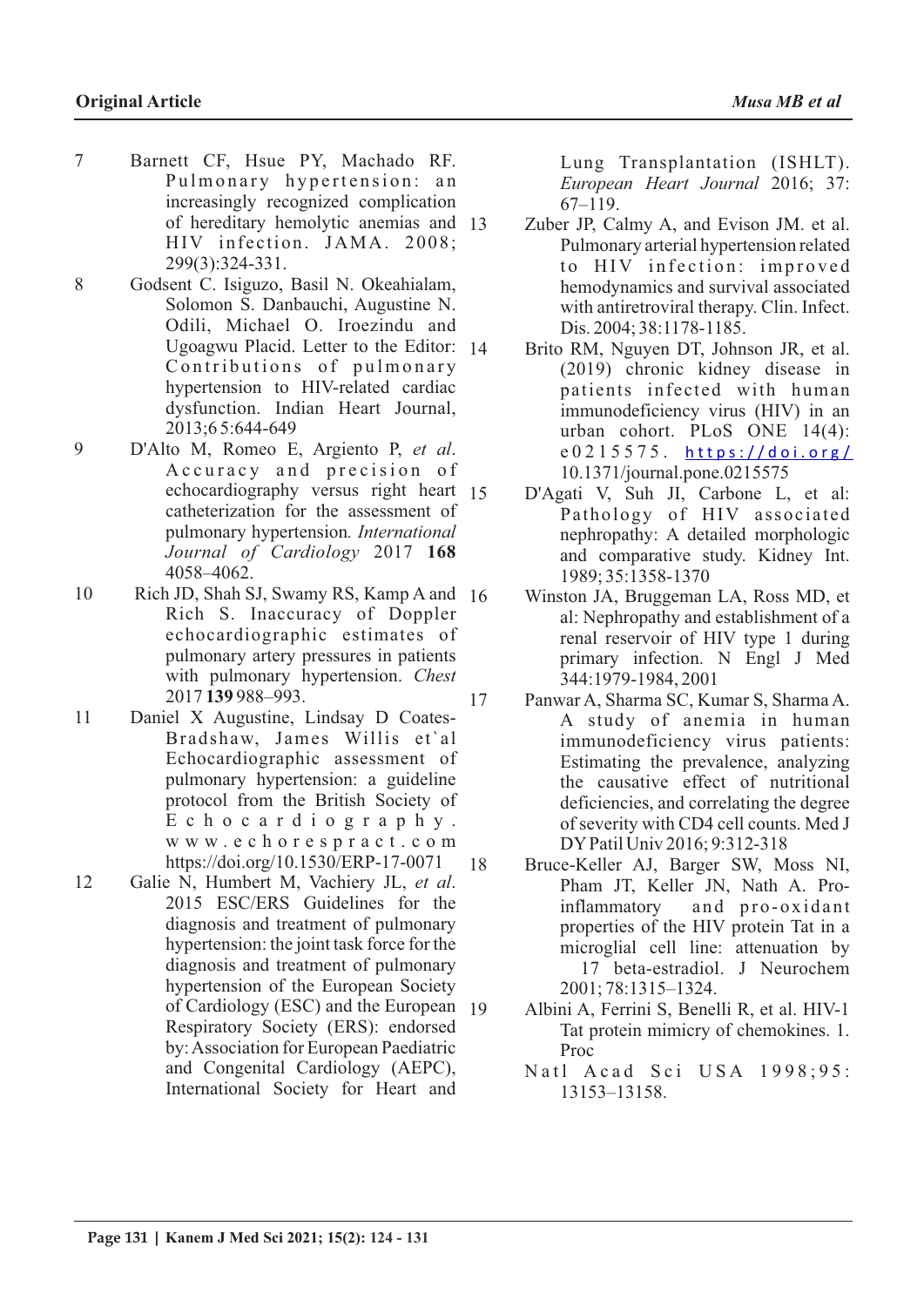7. Barnett CF, Hsue PY, Machado RF. Pulmonary hypertension: an increasingly recognized complication of hereditary hemolytic anemias and HIV infection. JAMA. 2008; 299(3):324-331.
8. Godsent C. Isiguzo, Basil N. Okeahialam, Solomon S. Danbauchi, Augustine N. Odili, Michael O. Iroezindu and Ugoagwu Placid. Letter to the Editor: Contributions of pulmonary hypertension to HIV-related cardiac dysfunction. Indian Heart Journal, 2013;6 5:644-649
9. D'Alto M, Romeo E, Argiento P, *et al*. Accuracy and precision of echocardiography versus right heart catheterization for the assessment of pulmonary hypertension*. International Journal of Cardiology* 2017 **168** 4058–4062.
10. Rich JD, Shah SJ, Swamy RS, Kamp A and Rich S. Inaccuracy of Doppler echocardiographic estimates of pulmonary artery pressures in patients with pulmonary hypertension*. Chest* 2017 **139** 988–993.
11. Daniel X Augustine, Lindsay D Coates-Bradshaw, James Willis et`al Echocardiographic assessment of pulmonary hypertension: a guideline protocol from the British Society of Echocardiography. www.echorespract.com https://doi.org/10.1530/ERP-17-0071
12. Galie N, Humbert M, Vachiery JL, *et al*. 2015 ESC/ERS Guidelines for the diagnosis and treatment of pulmonary hypertension: the joint task force for the diagnosis and treatment of pulmonary hypertension of the European Society of Cardiology (ESC) and the European Respiratory Society (ERS): endorsed by: Association for European Paediatric and Congenital Cardiology (AEPC), International Society for Heart and Lung Transplantation (ISHLT). *European Heart Journal* 2016; 37: 67–119.
13. Zuber JP, Calmy A, and Evison JM. et al. Pulmonary arterial hypertension related to HIV infection: improved hemodynamics and survival associated with antiretroviral therapy. Clin. Infect. Dis. 2004; 38:1178-1185.
14. Brito RM, Nguyen DT, Johnson JR, et al. (2019) chronic kidney disease in patients infected with human immunodeficiency virus (HIV) in an urban cohort. PLoS ONE 14(4): e0215575. https://doi.org/10.1371/journal.pone.0215575
15. D'Agati V, Suh JI, Carbone L, et al: Pathology of HIV associated nephropathy: A detailed morphologic and comparative study. Kidney Int. 1989; 35:1358-1370
16. Winston JA, Bruggeman LA, Ross MD, et al: Nephropathy and establishment of a renal reservoir of HIV type 1 during primary infection. N Engl J Med 344:1979-1984, 2001
17. Panwar A, Sharma SC, Kumar S, Sharma A. A study of anemia in human immunodeficiency virus patients: Estimating the prevalence, analyzing the causative effect of nutritional deficiencies, and correlating the degree of severity with CD4 cell counts. Med J DY Patil Univ 2016; 9:312-318
18. Bruce-Keller AJ, Barger SW, Moss NI, Pham JT, Keller JN, Nath A. Pro-inflammatory and pro-oxidant properties of the HIV protein Tat in a microglial cell line: attenuation by 17 beta-estradiol. J Neurochem 2001; 78:1315–1324.
19. Albini A, Ferrini S, Benelli R, et al. HIV-1 Tat protein mimicry of chemokines. 1. Proc Natl Acad Sci USA 1998;95: 13153–13158.